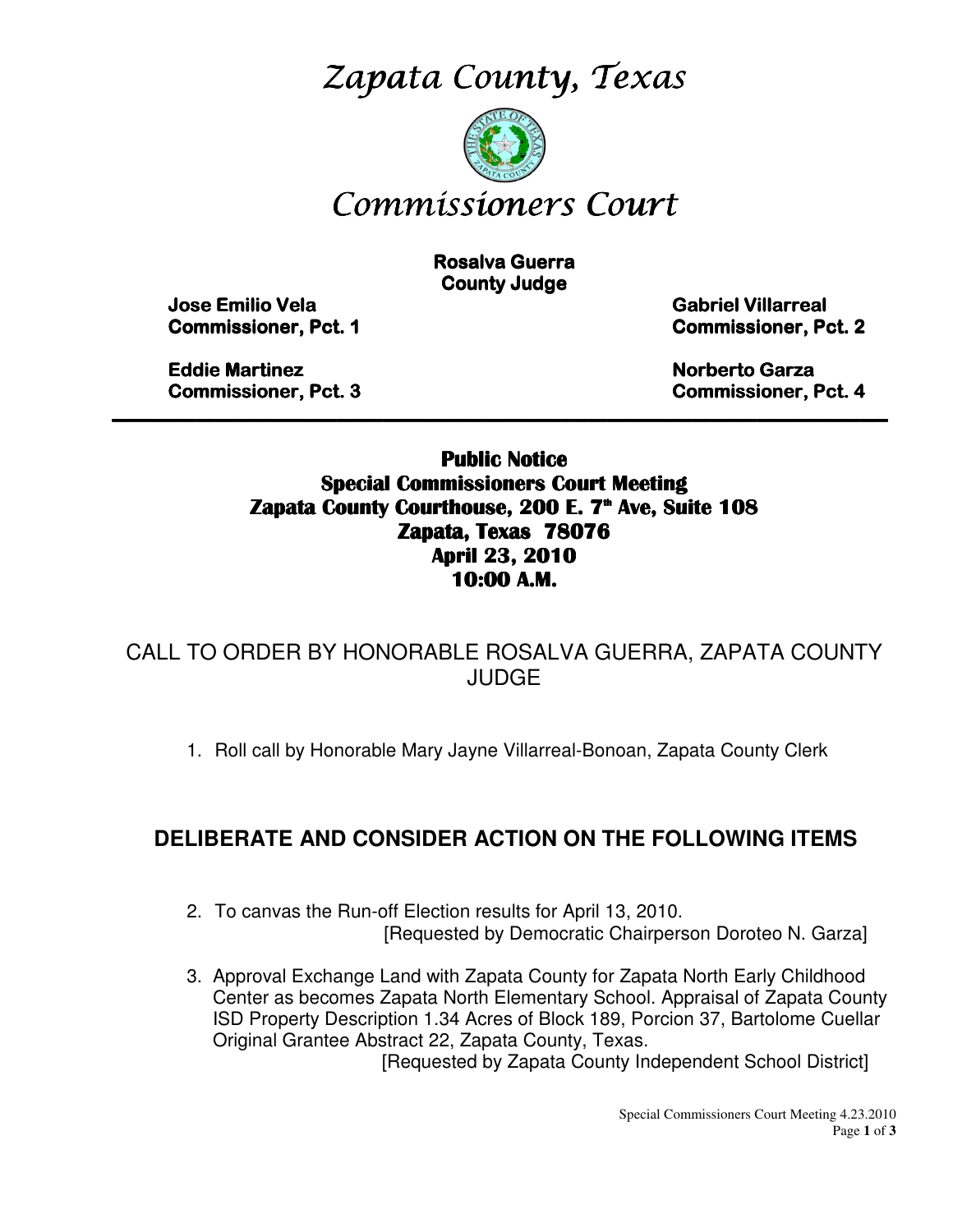# *Zapata County, Texas*

# *Commissioners Court*

**Rosalva Guerra**
**County Judge**

**Jose Emilio Vela**
**Commissioner, Pct. 1**

**Gabriel Villarreal**
**Commissioner, Pct. 2**

**Eddie Martinez**
**Commissioner, Pct. 3**

**Norberto Garza**
**Commissioner, Pct. 4**

---

**Public Notice**
**Special Commissioners Court Meeting**
**Zapata County Courthouse, 200 E. 7th Ave, Suite 108**
**Zapata, Texas 78076**
**April 23, 2010**
**10:00 A.M.**

CALL TO ORDER BY HONORABLE ROSALVA GUERRA, ZAPATA COUNTY JUDGE

1. Roll call by Honorable Mary Jayne Villarreal-Bonoan, Zapata County Clerk

## DELIBERATE AND CONSIDER ACTION ON THE FOLLOWING ITEMS

2. To canvas the Run-off Election results for April 13, 2010.
   [Requested by Democratic Chairperson Doroteo N. Garza]

3. Approval Exchange Land with Zapata County for Zapata North Early Childhood Center as becomes Zapata North Elementary School. Appraisal of Zapata County ISD Property Description 1.34 Acres of Block 189, Porcion 37, Bartolome Cuellar Original Grantee Abstract 22, Zapata County, Texas.
   [Requested by Zapata County Independent School District]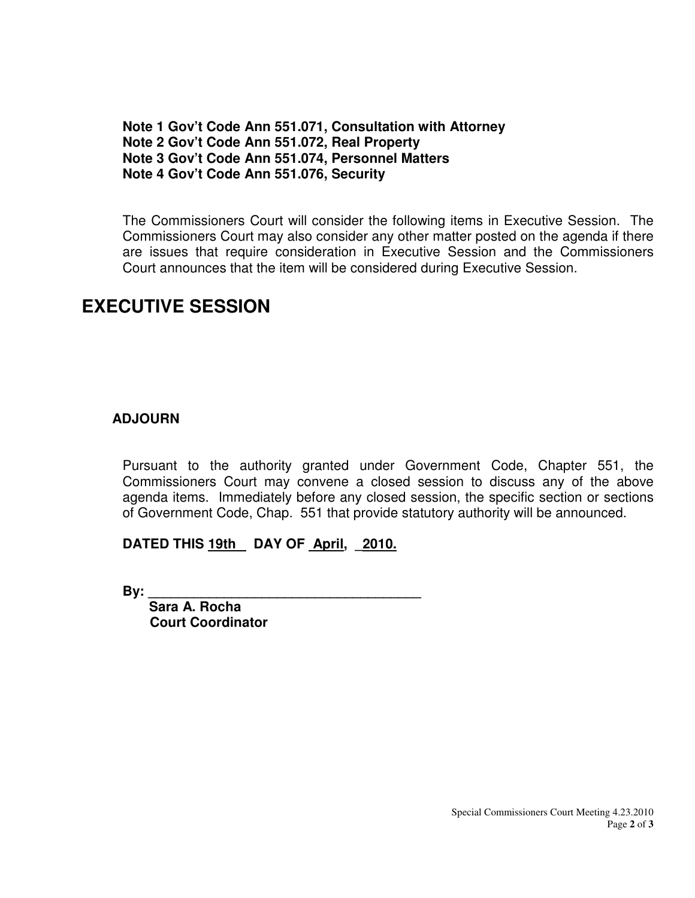**Note 1 Gov't Code Ann 551.071, Consultation with Attorney**
**Note 2 Gov't Code Ann 551.072, Real Property**
**Note 3 Gov't Code Ann 551.074, Personnel Matters**
**Note 4 Gov't Code Ann 551.076, Security**

The Commissioners Court will consider the following items in Executive Session. The Commissioners Court may also consider any other matter posted on the agenda if there are issues that require consideration in Executive Session and the Commissioners Court announces that the item will be considered during Executive Session.

# EXECUTIVE SESSION

**ADJOURN**

Pursuant to the authority granted under Government Code, Chapter 551, the Commissioners Court may convene a closed session to discuss any of the above agenda items. Immediately before any closed session, the specific section or sections of Government Code, Chap. 551 that provide statutory authority will be announced.

**DATED THIS 19th DAY OF April, 2010.**

**By: ____________________________________**
**Sara A. Rocha**
**Court Coordinator**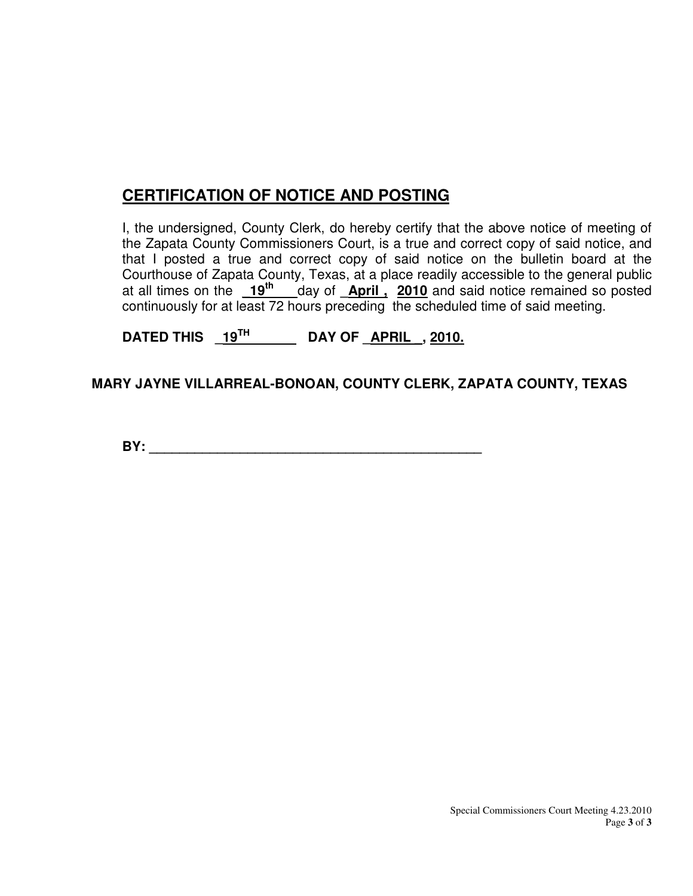## CERTIFICATION OF NOTICE AND POSTING

I, the undersigned, County Clerk, do hereby certify that the above notice of meeting of the Zapata County Commissioners Court, is a true and correct copy of said notice, and that I posted a true and correct copy of said notice on the bulletin board at the Courthouse of Zapata County, Texas, at a place readily accessible to the general public at all times on the **19th** day of **April , 2010** and said notice remained so posted continuously for at least 72 hours preceding the scheduled time of said meeting.

**DATED THIS 19TH DAY OF APRIL, 2010.**

**MARY JAYNE VILLARREAL-BONOAN, COUNTY CLERK, ZAPATA COUNTY, TEXAS**

**BY:** _______________________________________________